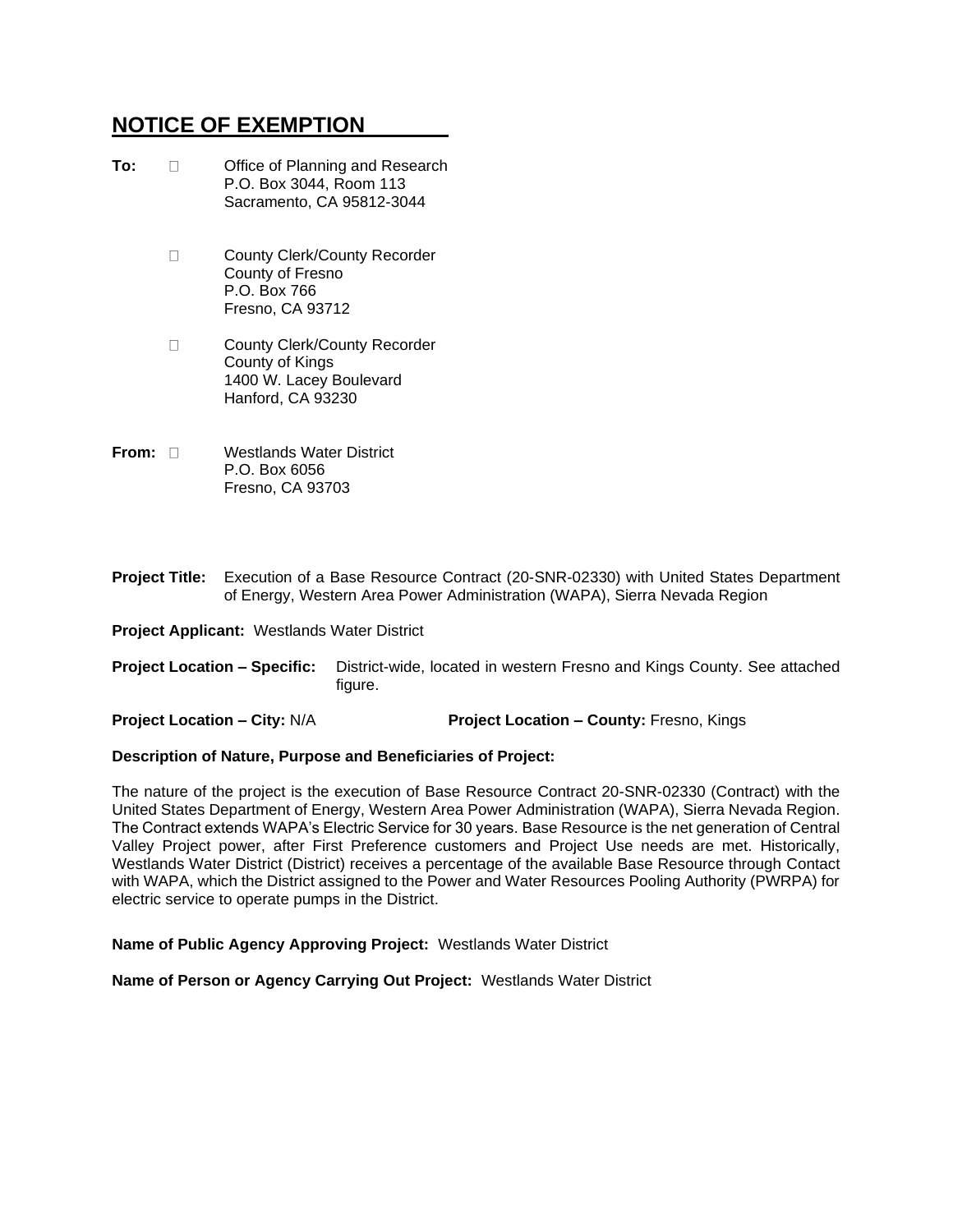# NOTICE OF EXEMPTION

**To:** ☐ Office of Planning and Research
P.O. Box 3044, Room 113
Sacramento, CA 95812-3044

☐ County Clerk/County Recorder
County of Fresno
P.O. Box 766
Fresno, CA 93712

☐ County Clerk/County Recorder
County of Kings
1400 W. Lacey Boulevard
Hanford, CA 93230

**From:** ☐ Westlands Water District
P.O. Box 6056
Fresno, CA 93703

**Project Title:** Execution of a Base Resource Contract (20-SNR-02330) with United States Department of Energy, Western Area Power Administration (WAPA), Sierra Nevada Region

**Project Applicant:** Westlands Water District

**Project Location – Specific:** District-wide, located in western Fresno and Kings County. See attached figure.

**Project Location – City:** N/A **Project Location – County:** Fresno, Kings

**Description of Nature, Purpose and Beneficiaries of Project:**

The nature of the project is the execution of Base Resource Contract 20-SNR-02330 (Contract) with the United States Department of Energy, Western Area Power Administration (WAPA), Sierra Nevada Region. The Contract extends WAPA's Electric Service for 30 years. Base Resource is the net generation of Central Valley Project power, after First Preference customers and Project Use needs are met. Historically, Westlands Water District (District) receives a percentage of the available Base Resource through Contact with WAPA, which the District assigned to the Power and Water Resources Pooling Authority (PWRPA) for electric service to operate pumps in the District.

**Name of Public Agency Approving Project:** Westlands Water District

**Name of Person or Agency Carrying Out Project:** Westlands Water District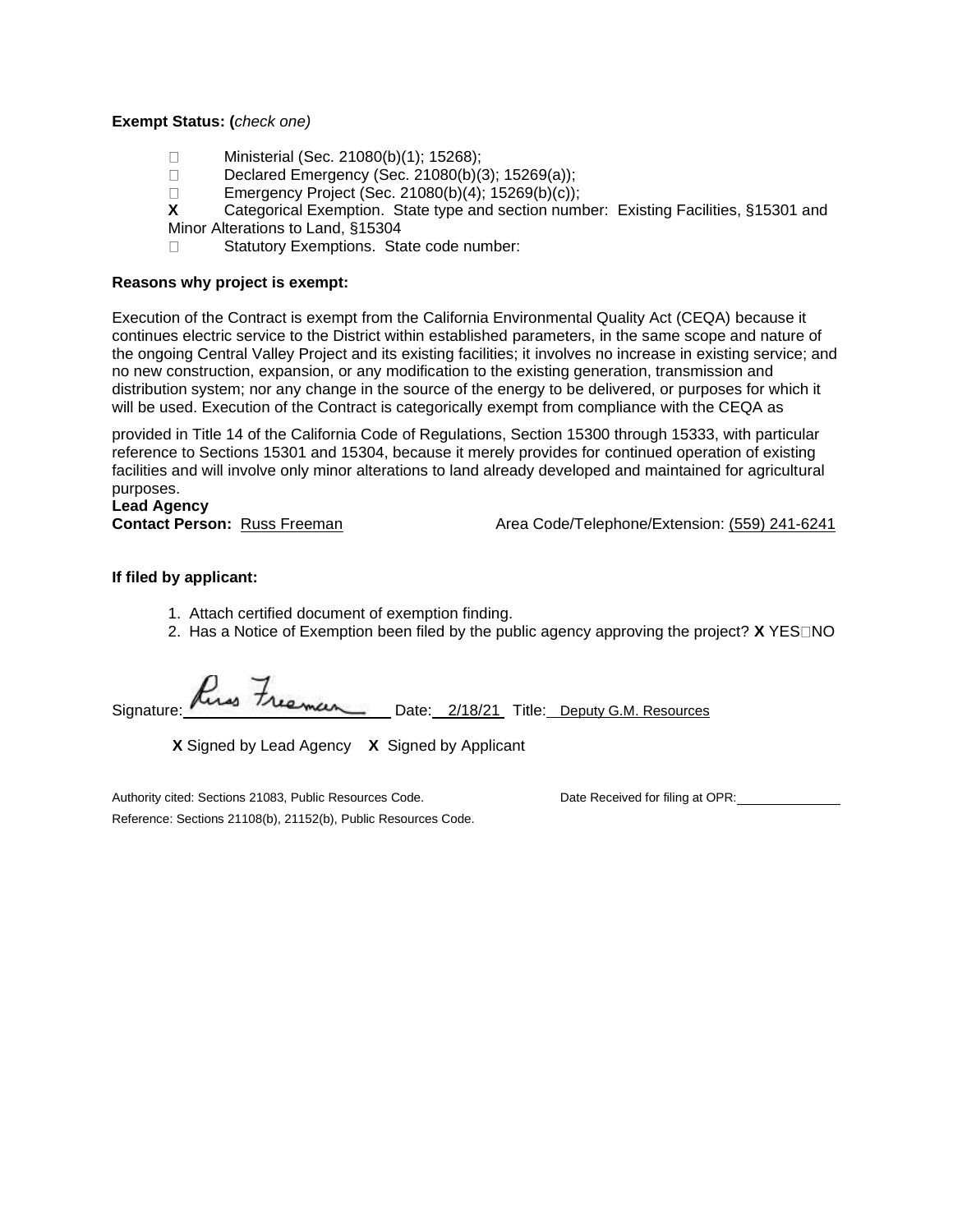**Exempt Status: (***check one)*

- ☐ Ministerial (Sec. 21080(b)(1); 15268);
- ☐ Declared Emergency (Sec. 21080(b)(3); 15269(a));
- ☐ Emergency Project (Sec. 21080(b)(4); 15269(b)(c));
- **X** Categorical Exemption. State type and section number: Existing Facilities, §15301 and Minor Alterations to Land, §15304
- ☐ Statutory Exemptions. State code number:

**Reasons why project is exempt:**

Execution of the Contract is exempt from the California Environmental Quality Act (CEQA) because it continues electric service to the District within established parameters, in the same scope and nature of the ongoing Central Valley Project and its existing facilities; it involves no increase in existing service; and no new construction, expansion, or any modification to the existing generation, transmission and distribution system; nor any change in the source of the energy to be delivered, or purposes for which it will be used. Execution of the Contract is categorically exempt from compliance with the CEQA as provided in Title 14 of the California Code of Regulations, Section 15300 through 15333, with particular reference to Sections 15301 and 15304, because it merely provides for continued operation of existing facilities and will involve only minor alterations to land already developed and maintained for agricultural purposes.

**Lead Agency**
**Contact Person:** Russ Freeman Area Code/Telephone/Extension: (559) 241-6241

**If filed by applicant:**

1. Attach certified document of exemption finding.
2. Has a Notice of Exemption been filed by the public agency approving the project? **X** YES ☐ NO

Signature: *Russ Freeman* Date: 2/18/21 Title: Deputy G.M. Resources

**X** Signed by Lead Agency **X** Signed by Applicant

Authority cited: Sections 21083, Public Resources Code. Date Received for filing at OPR: ____________

Reference: Sections 21108(b), 21152(b), Public Resources Code.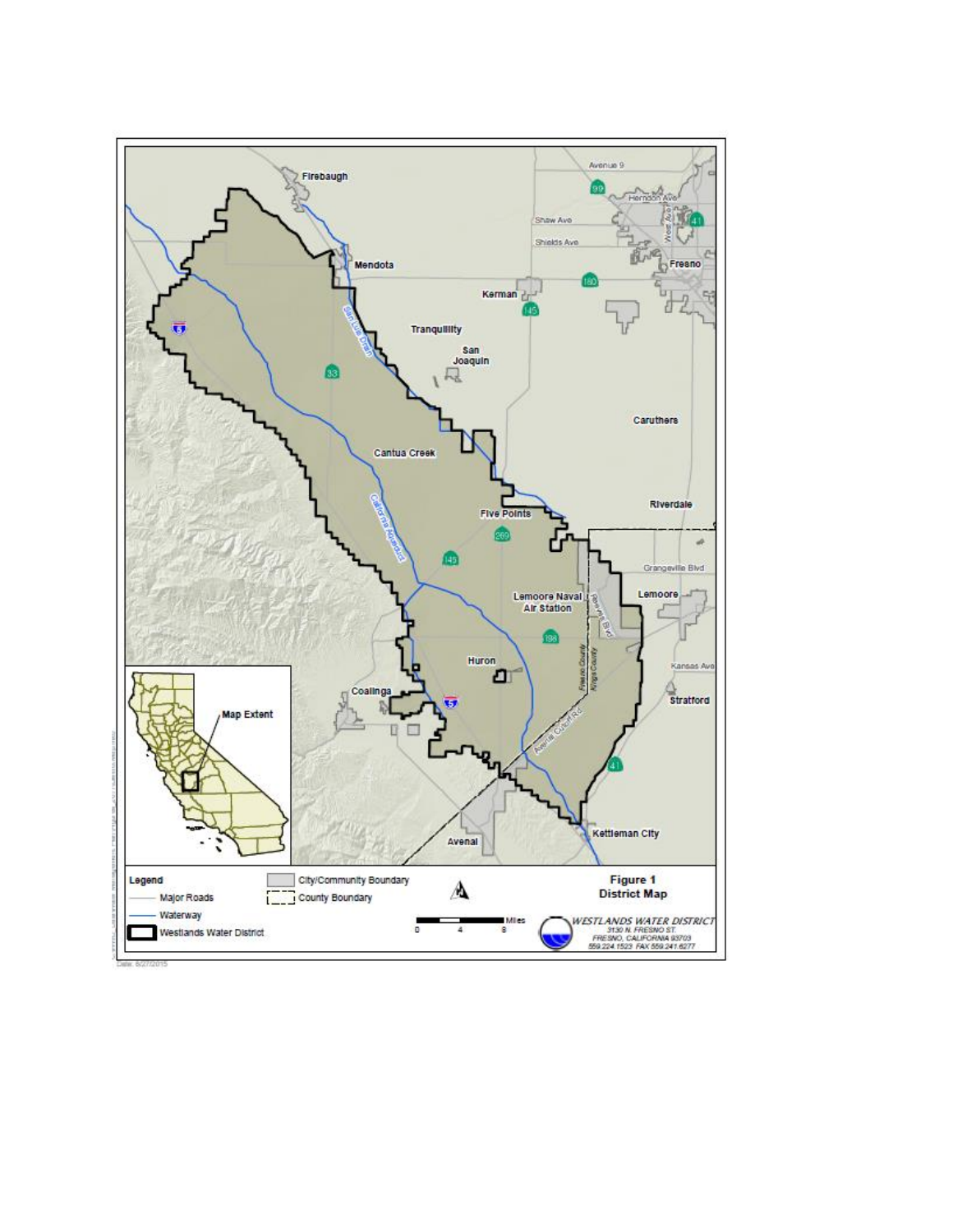Firebaugh

Mendota

Kerman

Tranquillity

San Joaquin

Fresno

Avenue 9

Herndon Ave

Shaw Ave

Shields Ave

West Ave

99

41

180

145

33

San Luis Drain

Caruthers

Cantua Creek

California Aqueduct

Riverdale

Five Points

269

145

Grangeville Blvd

Lemoore

Lemoore Naval Air Station

Pennell Blvd

198

Fresno County

Kings County

Huron

Kansas Ave

Coalinga

Stratford

5

Avenal Cutoff Rd

41

Kettleman City

Avenal

Map Extent

Legend

Major Roads

Waterway

Westlands Water District

City/Community Boundary

County Boundary

0 4 8 Miles

Figure 1

District Map

WESTLANDS WATER DISTRICT

3130 N. FRESNO ST.

FRESNO, CALIFORNIA 93703

559.224.1523 FAX 559.241.6277

Date: 6/27/2015